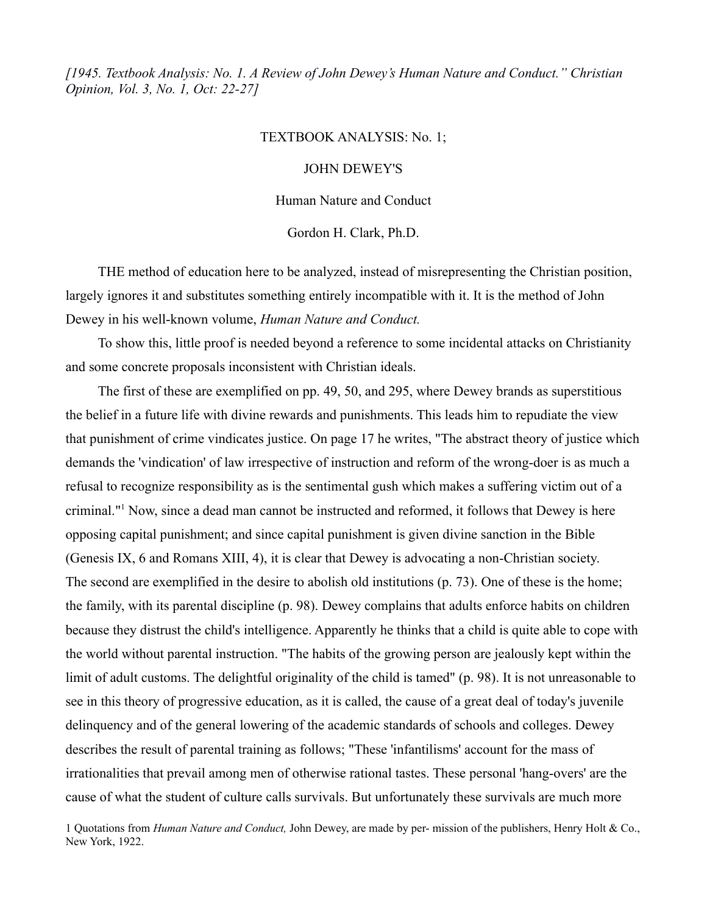*[1945. Textbook Analysis: No. 1. A Review of John Dewey's Human Nature and Conduct." Christian Opinion, Vol. 3, No. 1, Oct: 22-27]*

# TEXTBOOK ANALYSIS: No. 1;

## JOHN DEWEY'S

## Human Nature and Conduct

Gordon H. Clark, Ph.D.

THE method of education here to be analyzed, instead of misrepresenting the Christian position, largely ignores it and substitutes something entirely incompatible with it. It is the method of John Dewey in his well-known volume, *Human Nature and Conduct.*

To show this, little proof is needed beyond a reference to some incidental attacks on Christianity and some concrete proposals inconsistent with Christian ideals.

The first of these are exemplified on pp. 49, 50, and 295, where Dewey brands as superstitious the belief in a future life with divine rewards and punishments. This leads him to repudiate the view that punishment of crime vindicates justice. On page 17 he writes, "The abstract theory of justice which demands the 'vindication' of law irrespective of instruction and reform of the wrong-doer is as much a refusal to recognize responsibility as is the sentimental gush which makes a suffering victim out of a criminal."[1] Now, since a dead man cannot be instructed and reformed, it follows that Dewey is here opposing capital punishment; and since capital punishment is given divine sanction in the Bible (Genesis IX, 6 and Romans XIII, 4), it is clear that Dewey is advocating a non-Christian society. The second are exemplified in the desire to abolish old institutions (p. 73). One of these is the home; the family, with its parental discipline (p. 98). Dewey complains that adults enforce habits on children because they distrust the child's intelligence. Apparently he thinks that a child is quite able to cope with the world without parental instruction. "The habits of the growing person are jealously kept within the limit of adult customs. The delightful originality of the child is tamed" (p. 98). It is not unreasonable to see in this theory of progressive education, as it is called, the cause of a great deal of today's juvenile delinquency and of the general lowering of the academic standards of schools and colleges. Dewey describes the result of parental training as follows; "These 'infantilisms' account for the mass of irrationalities that prevail among men of otherwise rational tastes. These personal 'hang-overs' are the cause of what the student of culture calls survivals. But unfortunately these survivals are much more

1 Quotations from *Human Nature and Conduct,* John Dewey, are made by per- mission of the publishers, Henry Holt & Co., New York, 1922.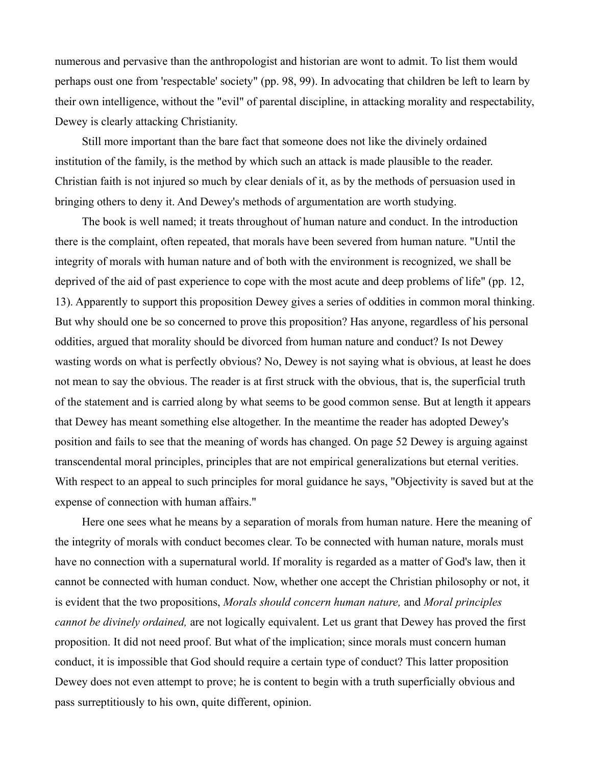numerous and pervasive than the anthropologist and historian are wont to admit. To list them would perhaps oust one from 'respectable' society" (pp. 98, 99). In advocating that children be left to learn by their own intelligence, without the "evil" of parental discipline, in attacking morality and respectability, Dewey is clearly attacking Christianity.

Still more important than the bare fact that someone does not like the divinely ordained institution of the family, is the method by which such an attack is made plausible to the reader. Christian faith is not injured so much by clear denials of it, as by the methods of persuasion used in bringing others to deny it. And Dewey's methods of argumentation are worth studying.

The book is well named; it treats throughout of human nature and conduct. In the introduction there is the complaint, often repeated, that morals have been severed from human nature. "Until the integrity of morals with human nature and of both with the environment is recognized, we shall be deprived of the aid of past experience to cope with the most acute and deep problems of life" (pp. 12, 13). Apparently to support this proposition Dewey gives a series of oddities in common moral thinking. But why should one be so concerned to prove this proposition? Has anyone, regardless of his personal oddities, argued that morality should be divorced from human nature and conduct? Is not Dewey wasting words on what is perfectly obvious? No, Dewey is not saying what is obvious, at least he does not mean to say the obvious. The reader is at first struck with the obvious, that is, the superficial truth of the statement and is carried along by what seems to be good common sense. But at length it appears that Dewey has meant something else altogether. In the meantime the reader has adopted Dewey's position and fails to see that the meaning of words has changed. On page 52 Dewey is arguing against transcendental moral principles, principles that are not empirical generalizations but eternal verities. With respect to an appeal to such principles for moral guidance he says, "Objectivity is saved but at the expense of connection with human affairs."

Here one sees what he means by a separation of morals from human nature. Here the meaning of the integrity of morals with conduct becomes clear. To be connected with human nature, morals must have no connection with a supernatural world. If morality is regarded as a matter of God's law, then it cannot be connected with human conduct. Now, whether one accept the Christian philosophy or not, it is evident that the two propositions, *Morals should concern human nature,* and *Moral principles cannot be divinely ordained,* are not logically equivalent. Let us grant that Dewey has proved the first proposition. It did not need proof. But what of the implication; since morals must concern human conduct, it is impossible that God should require a certain type of conduct? This latter proposition Dewey does not even attempt to prove; he is content to begin with a truth superficially obvious and pass surreptitiously to his own, quite different, opinion.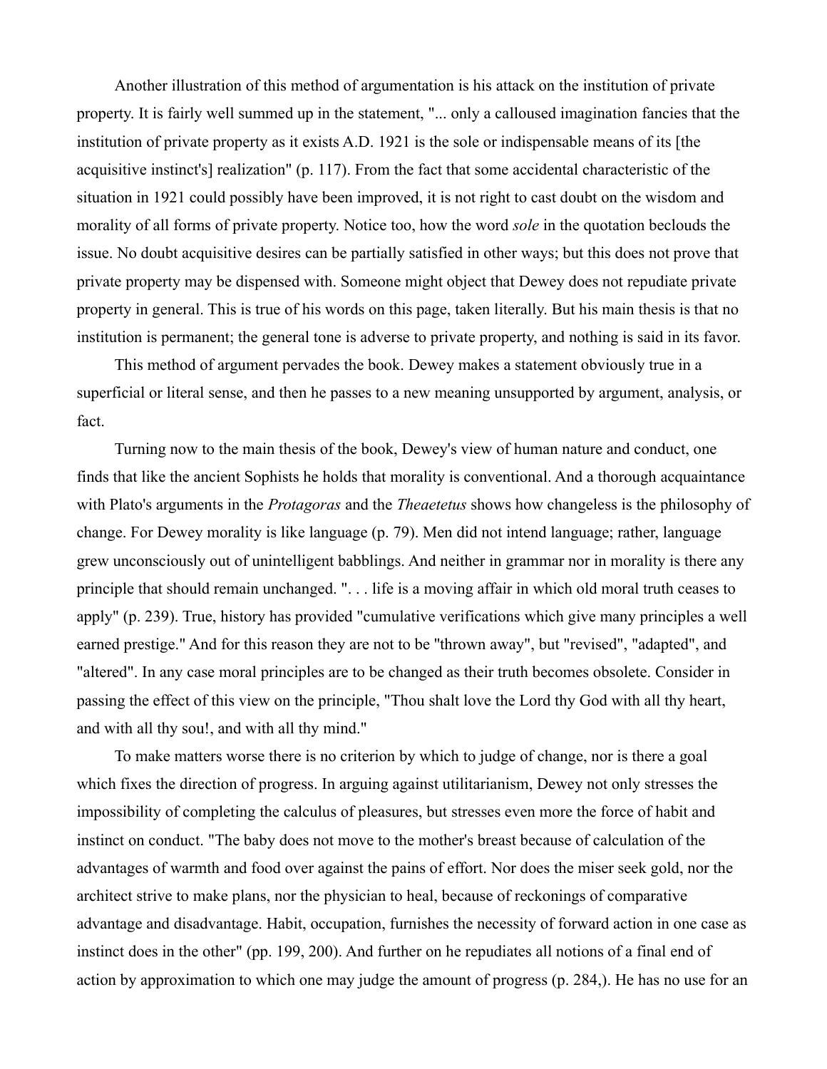Another illustration of this method of argumentation is his attack on the institution of private property. It is fairly well summed up in the statement, "... only a calloused imagination fancies that the institution of private property as it exists A.D. 1921 is the sole or indispensable means of its [the acquisitive instinct's] realization" (p. 117). From the fact that some accidental characteristic of the situation in 1921 could possibly have been improved, it is not right to cast doubt on the wisdom and morality of all forms of private property. Notice too, how the word *sole* in the quotation beclouds the issue. No doubt acquisitive desires can be partially satisfied in other ways; but this does not prove that private property may be dispensed with. Someone might object that Dewey does not repudiate private property in general. This is true of his words on this page, taken literally. But his main thesis is that no institution is permanent; the general tone is adverse to private property, and nothing is said in its favor.

This method of argument pervades the book. Dewey makes a statement obviously true in a superficial or literal sense, and then he passes to a new meaning unsupported by argument, analysis, or fact.

Turning now to the main thesis of the book, Dewey's view of human nature and conduct, one finds that like the ancient Sophists he holds that morality is conventional. And a thorough acquaintance with Plato's arguments in the *Protagoras* and the *Theaetetus* shows how changeless is the philosophy of change. For Dewey morality is like language (p. 79). Men did not intend language; rather, language grew unconsciously out of unintelligent babblings. And neither in grammar nor in morality is there any principle that should remain unchanged. ". . . life is a moving affair in which old moral truth ceases to apply" (p. 239). True, history has provided "cumulative verifications which give many principles a well earned prestige." And for this reason they are not to be "thrown away", but "revised", "adapted", and "altered". In any case moral principles are to be changed as their truth becomes obsolete. Consider in passing the effect of this view on the principle, "Thou shalt love the Lord thy God with all thy heart, and with all thy sou!, and with all thy mind."

To make matters worse there is no criterion by which to judge of change, nor is there a goal which fixes the direction of progress. In arguing against utilitarianism, Dewey not only stresses the impossibility of completing the calculus of pleasures, but stresses even more the force of habit and instinct on conduct. "The baby does not move to the mother's breast because of calculation of the advantages of warmth and food over against the pains of effort. Nor does the miser seek gold, nor the architect strive to make plans, nor the physician to heal, because of reckonings of comparative advantage and disadvantage. Habit, occupation, furnishes the necessity of forward action in one case as instinct does in the other" (pp. 199, 200). And further on he repudiates all notions of a final end of action by approximation to which one may judge the amount of progress (p. 284,). He has no use for an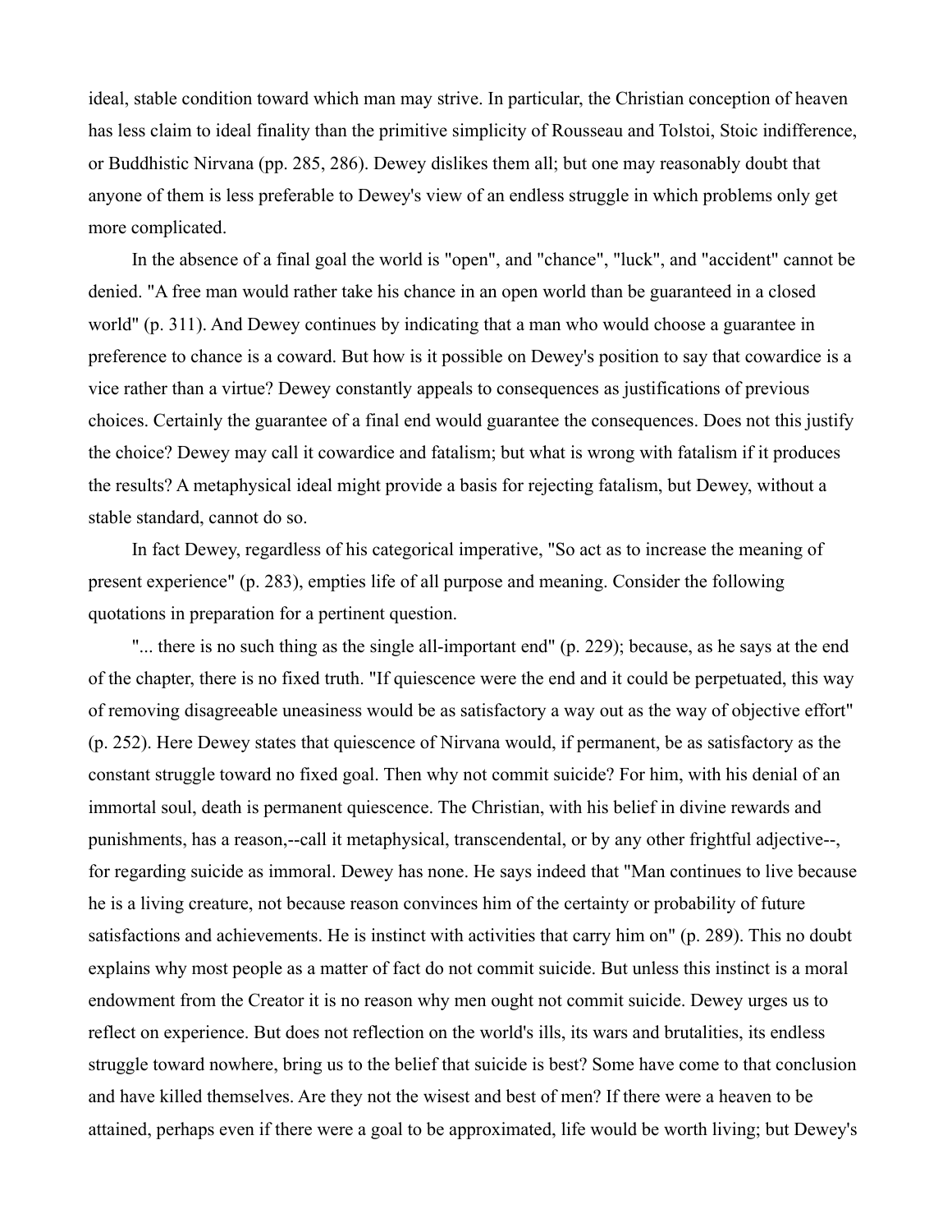ideal, stable condition toward which man may strive. In particular, the Christian conception of heaven has less claim to ideal finality than the primitive simplicity of Rousseau and Tolstoi, Stoic indifference, or Buddhistic Nirvana (pp. 285, 286). Dewey dislikes them all; but one may reasonably doubt that anyone of them is less preferable to Dewey's view of an endless struggle in which problems only get more complicated.

In the absence of a final goal the world is "open", and "chance", "luck", and "accident" cannot be denied. "A free man would rather take his chance in an open world than be guaranteed in a closed world" (p. 311). And Dewey continues by indicating that a man who would choose a guarantee in preference to chance is a coward. But how is it possible on Dewey's position to say that cowardice is a vice rather than a virtue? Dewey constantly appeals to consequences as justifications of previous choices. Certainly the guarantee of a final end would guarantee the consequences. Does not this justify the choice? Dewey may call it cowardice and fatalism; but what is wrong with fatalism if it produces the results? A metaphysical ideal might provide a basis for rejecting fatalism, but Dewey, without a stable standard, cannot do so.

In fact Dewey, regardless of his categorical imperative, "So act as to increase the meaning of present experience" (p. 283), empties life of all purpose and meaning. Consider the following quotations in preparation for a pertinent question.

"... there is no such thing as the single all-important end" (p. 229); because, as he says at the end of the chapter, there is no fixed truth. "If quiescence were the end and it could be perpetuated, this way of removing disagreeable uneasiness would be as satisfactory a way out as the way of objective effort" (p. 252). Here Dewey states that quiescence of Nirvana would, if permanent, be as satisfactory as the constant struggle toward no fixed goal. Then why not commit suicide? For him, with his denial of an immortal soul, death is permanent quiescence. The Christian, with his belief in divine rewards and punishments, has a reason,--call it metaphysical, transcendental, or by any other frightful adjective--, for regarding suicide as immoral. Dewey has none. He says indeed that "Man continues to live because he is a living creature, not because reason convinces him of the certainty or probability of future satisfactions and achievements. He is instinct with activities that carry him on" (p. 289). This no doubt explains why most people as a matter of fact do not commit suicide. But unless this instinct is a moral endowment from the Creator it is no reason why men ought not commit suicide. Dewey urges us to reflect on experience. But does not reflection on the world's ills, its wars and brutalities, its endless struggle toward nowhere, bring us to the belief that suicide is best? Some have come to that conclusion and have killed themselves. Are they not the wisest and best of men? If there were a heaven to be attained, perhaps even if there were a goal to be approximated, life would be worth living; but Dewey's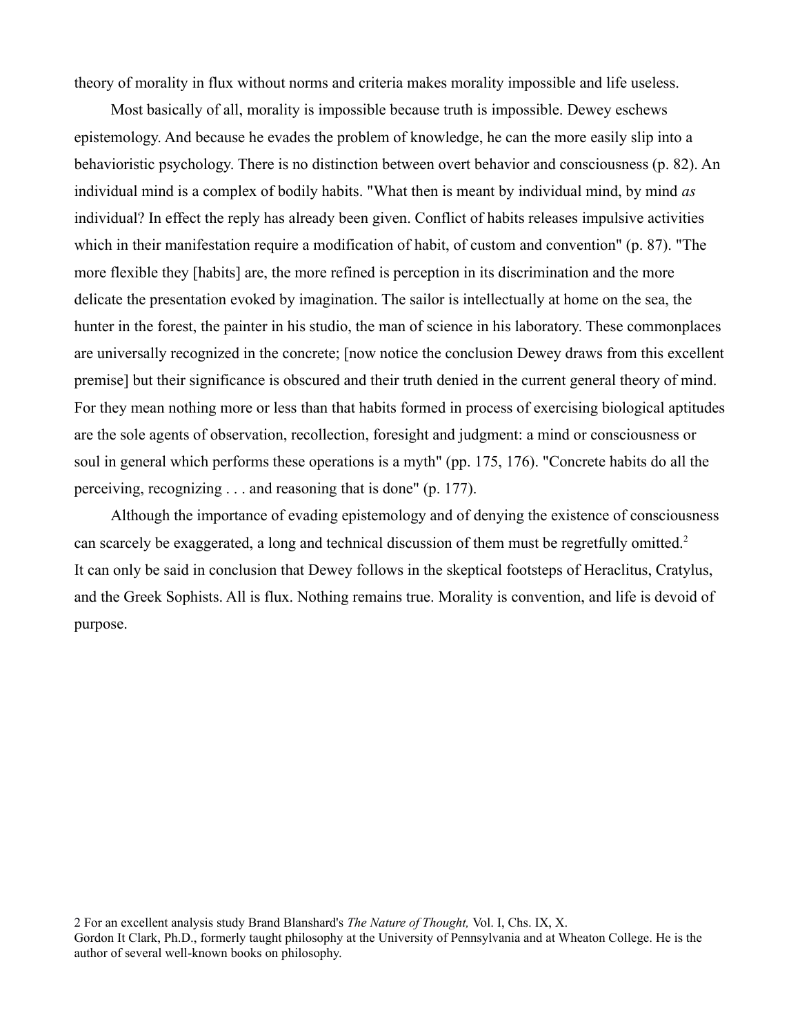theory of morality in flux without norms and criteria makes morality impossible and life useless.

Most basically of all, morality is impossible because truth is impossible. Dewey eschews epistemology. And because he evades the problem of knowledge, he can the more easily slip into a behavioristic psychology. There is no distinction between overt behavior and consciousness (p. 82). An individual mind is a complex of bodily habits. "What then is meant by individual mind, by mind *as* individual? In effect the reply has already been given. Conflict of habits releases impulsive activities which in their manifestation require a modification of habit, of custom and convention" (p. 87). "The more flexible they [habits] are, the more refined is perception in its discrimination and the more delicate the presentation evoked by imagination. The sailor is intellectually at home on the sea, the hunter in the forest, the painter in his studio, the man of science in his laboratory. These commonplaces are universally recognized in the concrete; [now notice the conclusion Dewey draws from this excellent premise] but their significance is obscured and their truth denied in the current general theory of mind. For they mean nothing more or less than that habits formed in process of exercising biological aptitudes are the sole agents of observation, recollection, foresight and judgment: a mind or consciousness or soul in general which performs these operations is a myth" (pp. 175, 176). "Concrete habits do all the perceiving, recognizing . . . and reasoning that is done" (p. 177).

Although the importance of evading epistemology and of denying the existence of consciousness can scarcely be exaggerated, a long and technical discussion of them must be regretfully omitted.[2] It can only be said in conclusion that Dewey follows in the skeptical footsteps of Heraclitus, Cratylus, and the Greek Sophists. All is flux. Nothing remains true. Morality is convention, and life is devoid of purpose.

2 For an excellent analysis study Brand Blanshard's *The Nature of Thought,* Vol. I, Chs. IX, X.

Gordon It Clark, Ph.D., formerly taught philosophy at the University of Pennsylvania and at Wheaton College. He is the author of several well-known books on philosophy.